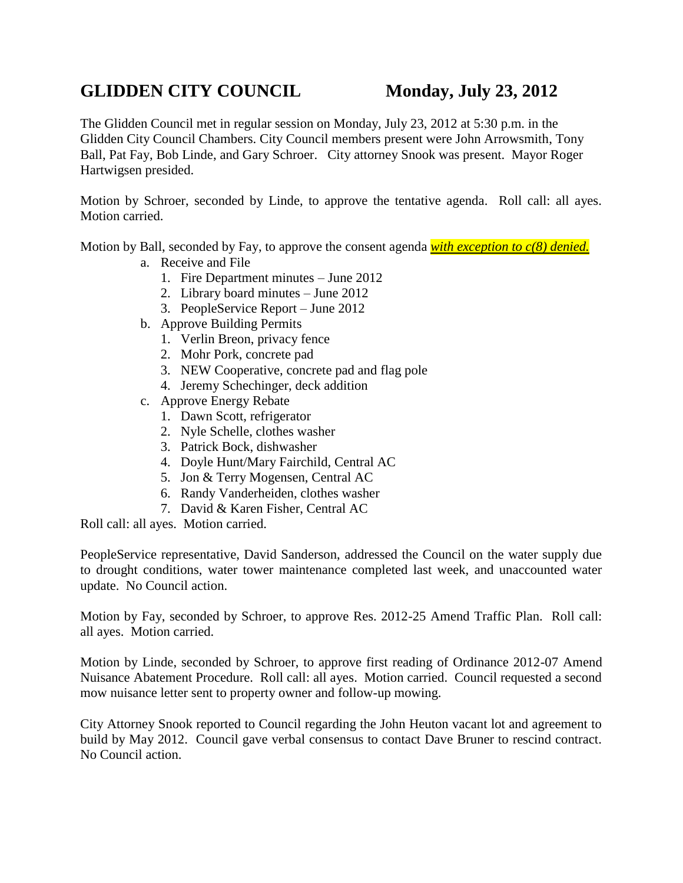# GLIDDEN CITY COUNCIL Monday, July 23, 2012

The Glidden Council met in regular session on Monday, July 23, 2012 at 5:30 p.m. in the Glidden City Council Chambers. City Council members present were John Arrowsmith, Tony Ball, Pat Fay, Bob Linde, and Gary Schroer. City attorney Snook was present. Mayor Roger Hartwigsen presided.

Motion by Schroer, seconded by Linde, to approve the tentative agenda. Roll call: all ayes. Motion carried.

Motion by Ball, seconded by Fay, to approve the consent agenda ***with exception to c(8) denied.***

a. Receive and File
   1. Fire Department minutes – June 2012
   2. Library board minutes – June 2012
   3. PeopleService Report – June 2012
b. Approve Building Permits
   1. Verlin Breon, privacy fence
   2. Mohr Pork, concrete pad
   3. NEW Cooperative, concrete pad and flag pole
   4. Jeremy Schechinger, deck addition
c. Approve Energy Rebate
   1. Dawn Scott, refrigerator
   2. Nyle Schelle, clothes washer
   3. Patrick Bock, dishwasher
   4. Doyle Hunt/Mary Fairchild, Central AC
   5. Jon & Terry Mogensen, Central AC
   6. Randy Vanderheiden, clothes washer
   7. David & Karen Fisher, Central AC

Roll call: all ayes. Motion carried.

PeopleService representative, David Sanderson, addressed the Council on the water supply due to drought conditions, water tower maintenance completed last week, and unaccounted water update. No Council action.

Motion by Fay, seconded by Schroer, to approve Res. 2012-25 Amend Traffic Plan. Roll call: all ayes. Motion carried.

Motion by Linde, seconded by Schroer, to approve first reading of Ordinance 2012-07 Amend Nuisance Abatement Procedure. Roll call: all ayes. Motion carried. Council requested a second mow nuisance letter sent to property owner and follow-up mowing.

City Attorney Snook reported to Council regarding the John Heuton vacant lot and agreement to build by May 2012. Council gave verbal consensus to contact Dave Bruner to rescind contract. No Council action.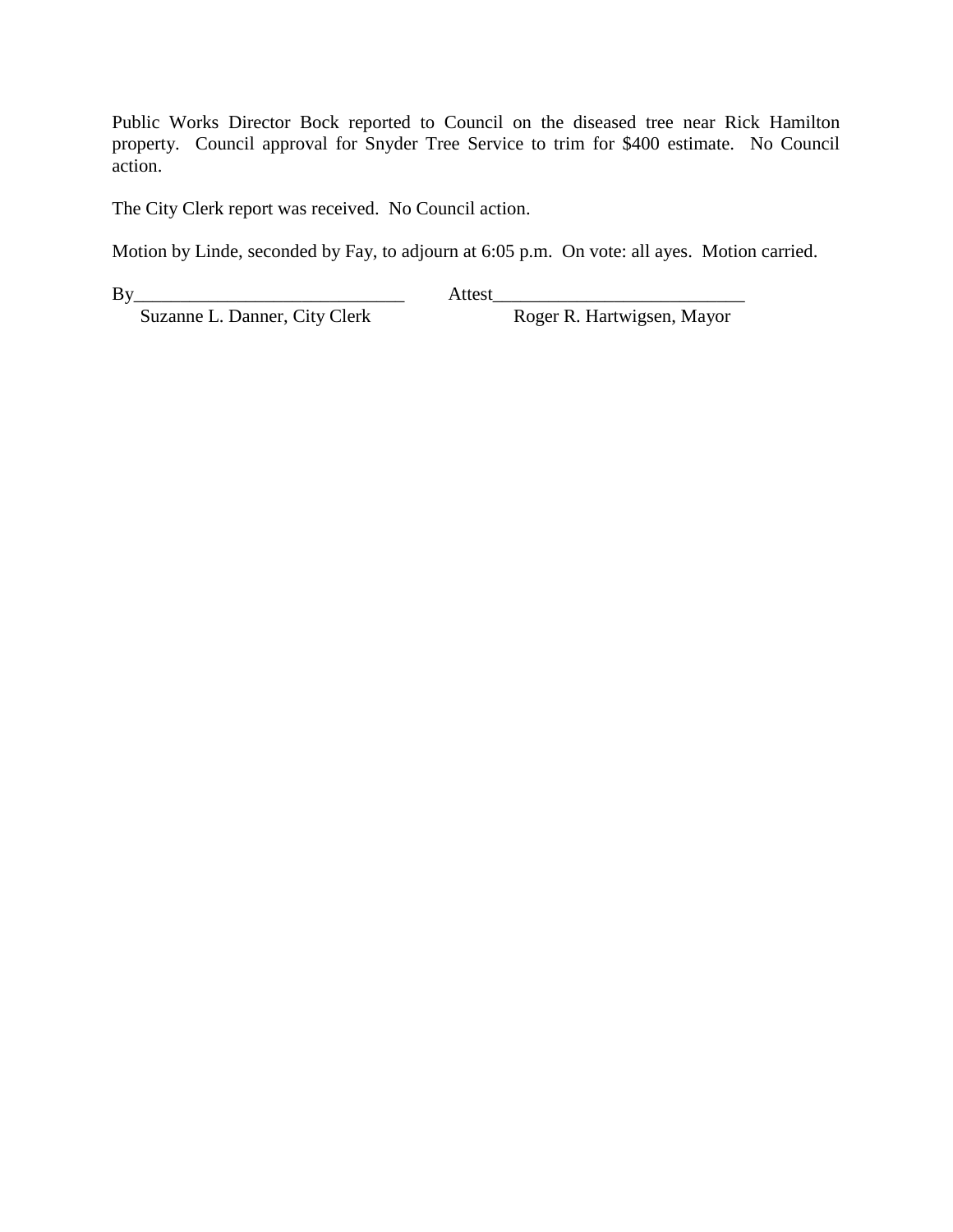Public Works Director Bock reported to Council on the diseased tree near Rick Hamilton property. Council approval for Snyder Tree Service to trim for $400 estimate. No Council action.

The City Clerk report was received. No Council action.

Motion by Linde, seconded by Fay, to adjourn at 6:05 p.m. On vote: all ayes. Motion carried.

By______________________________ Attest____________________________

Suzanne L. Danner, City Clerk Roger R. Hartwigsen, Mayor